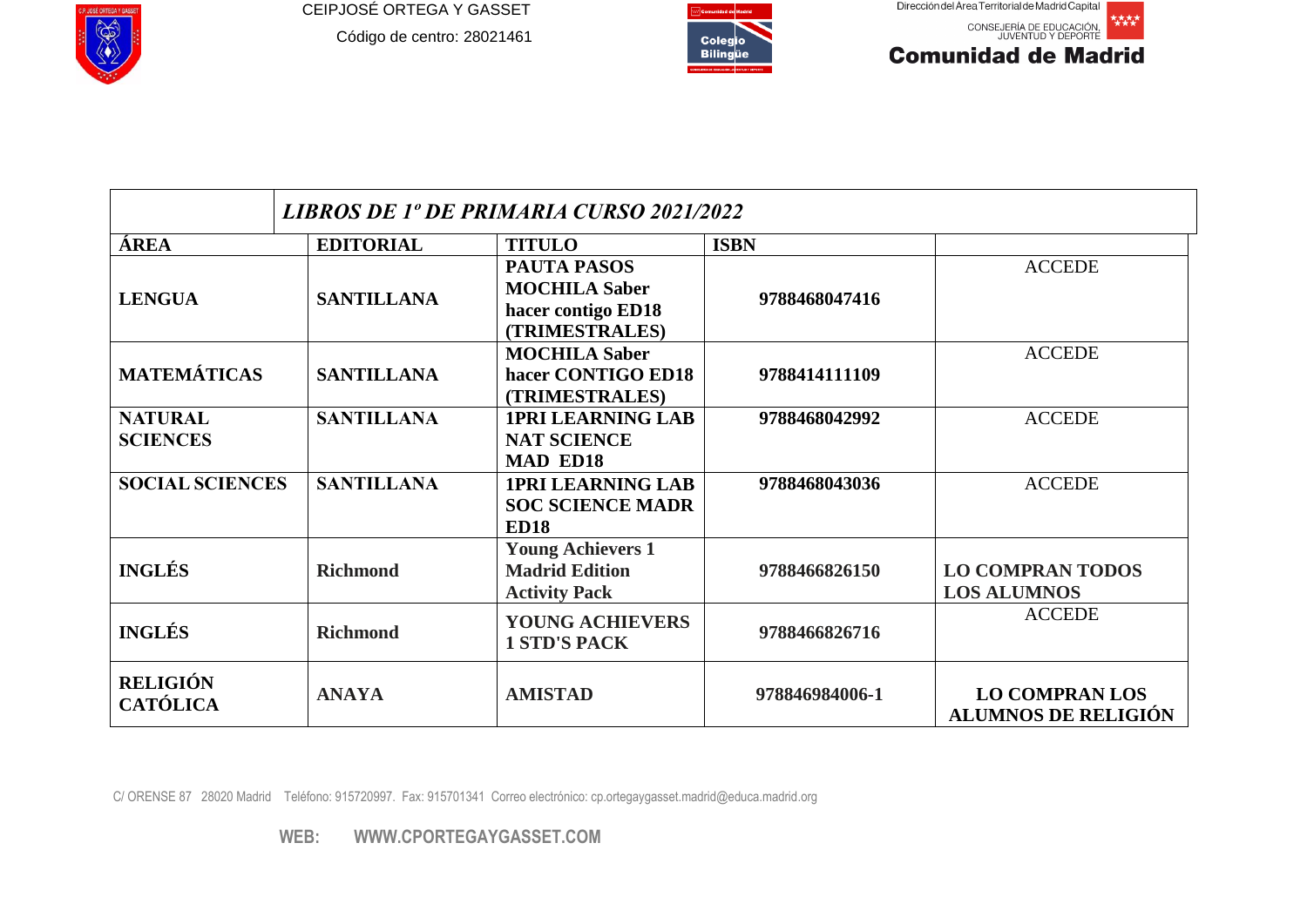CEIPJOSÉ ORTEGA Y GASSET

Código de centro: 28021461

Dirección del Area Territorial de Madrid Capital

CONSEJERÍA DE EDUCACIÓN, JUVENTUD Y DEPORTE

**Comunidad de Madrid**

| | ***LIBROS DE 1º DE PRIMARIA CURSO 2021/2022*** | | | |
|---|---|---|---|---|
| **ÁREA** | **EDITORIAL** | **TITULO** | **ISBN** | |
| **LENGUA** | **SANTILLANA** | **PAUTA PASOS MOCHILA Saber hacer contigo ED18 (TRIMESTRALES)** | **9788468047416** | ACCEDE |
| **MATEMÁTICAS** | **SANTILLANA** | **MOCHILA Saber hacer CONTIGO ED18 (TRIMESTRALES)** | **9788414111109** | ACCEDE |
| **NATURAL SCIENCES** | **SANTILLANA** | **1PRI LEARNING LAB NAT SCIENCE MAD ED18** | **9788468042992** | ACCEDE |
| **SOCIAL SCIENCES** | **SANTILLANA** | **1PRI LEARNING LAB SOC SCIENCE MADR ED18** | **9788468043036** | ACCEDE |
| **INGLÉS** | **Richmond** | **Young Achievers 1 Madrid Edition Activity Pack** | **9788466826150** | **LO COMPRAN TODOS LOS ALUMNOS** |
| **INGLÉS** | **Richmond** | **YOUNG ACHIEVERS 1 STD'S PACK** | **9788466826716** | ACCEDE |
| **RELIGIÓN CATÓLICA** | **ANAYA** | **AMISTAD** | **978846984006-1** | **LO COMPRAN LOS ALUMNOS DE RELIGIÓN** |

C/ ORENSE 87 28020 Madrid Teléfono: 915720997. Fax: 915701341 Correo electrónico: cp.ortegaygasset.madrid@educa.madrid.org

**WEB: WWW.CPORTEGAYGASSET.COM**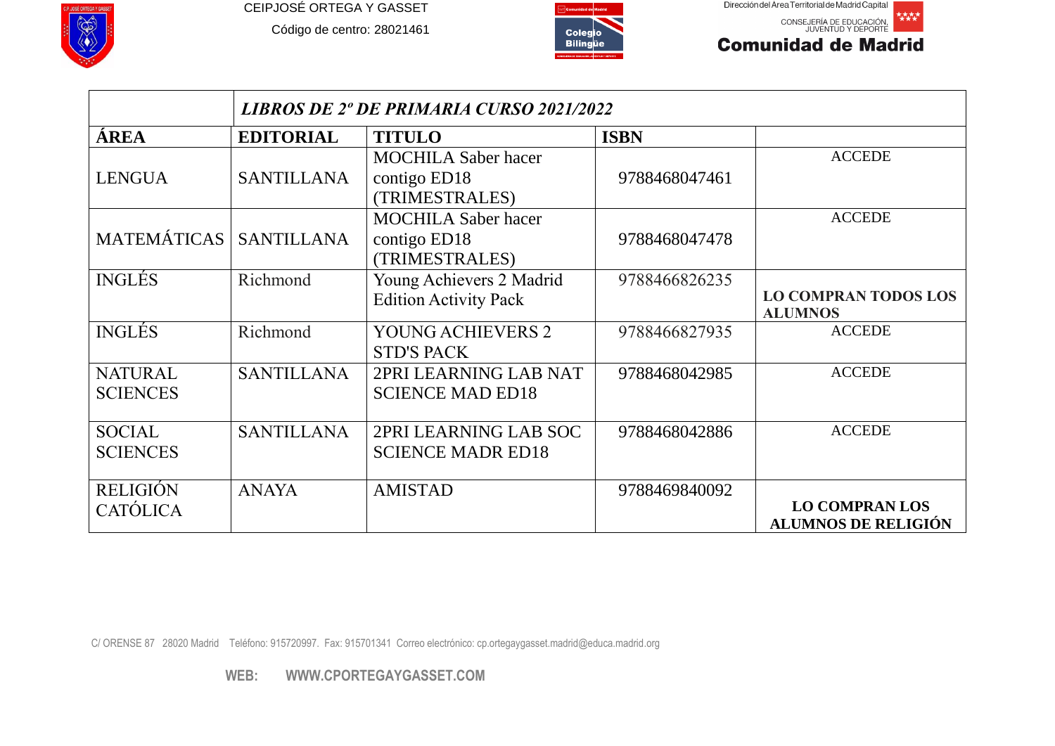CEIPJOSÉ ORTEGA Y GASSET

Código de centro: 28021461

Dirección del Área Territorial de Madrid Capital

CONSEJERÍA DE EDUCACIÓN, JUVENTUD Y DEPORTE

**Comunidad de Madrid**

| | ***LIBROS DE 2º DE PRIMARIA CURSO 2021/2022*** | | | |
|---|---|---|---|---|
| **ÁREA** | **EDITORIAL** | **TITULO** | **ISBN** | |
| LENGUA | SANTILLANA | MOCHILA Saber hacer contigo ED18 (TRIMESTRALES) | 9788468047461 | ACCEDE |
| MATEMÁTICAS | SANTILLANA | MOCHILA Saber hacer contigo ED18 (TRIMESTRALES) | 9788468047478 | ACCEDE |
| INGLÉS | Richmond | Young Achievers 2 Madrid Edition Activity Pack | 9788466826235 | **LO COMPRAN TODOS LOS ALUMNOS** |
| INGLÉS | Richmond | YOUNG ACHIEVERS 2 STD'S PACK | 9788466827935 | ACCEDE |
| NATURAL SCIENCES | SANTILLANA | 2PRI LEARNING LAB NAT SCIENCE MAD ED18 | 9788468042985 | ACCEDE |
| SOCIAL SCIENCES | SANTILLANA | 2PRI LEARNING LAB SOC SCIENCE MADR ED18 | 9788468042886 | ACCEDE |
| RELIGIÓN CATÓLICA | ANAYA | AMISTAD | 9788469840092 | **LO COMPRAN LOS ALUMNOS DE RELIGIÓN** |

C/ ORENSE 87 28020 Madrid Teléfono: 915720997. Fax: 915701341 Correo electrónico: cp.ortegaygasset.madrid@educa.madrid.org

**WEB: WWW.CPORTEGAYGASSET.COM**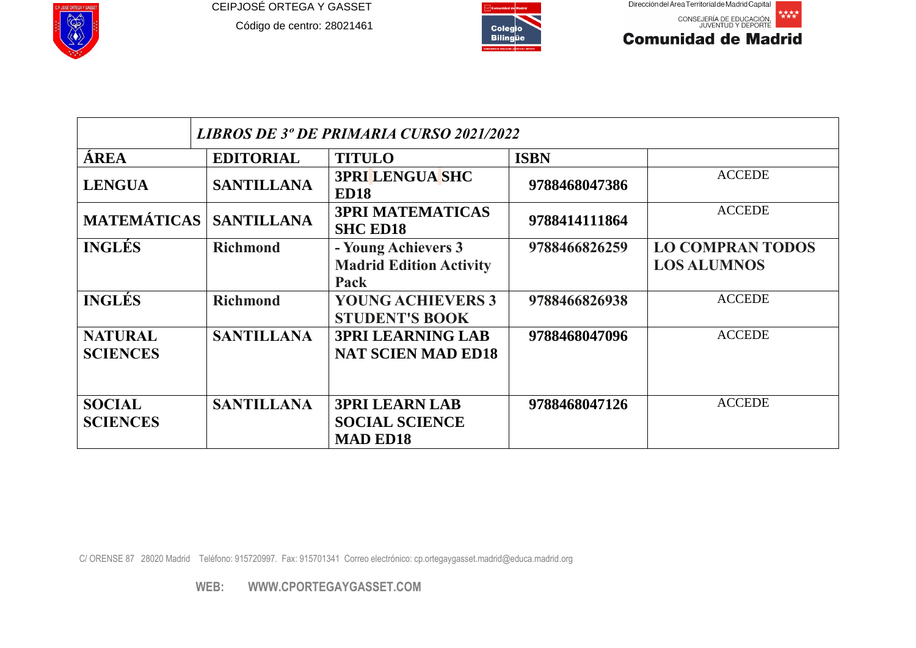CEIPJOSÉ ORTEGA Y GASSET

Código de centro: 28021461

Dirección del Área Territorial de Madrid Capital

CONSEJERÍA DE EDUCACIÓN, JUVENTUD Y DEPORTE

**Comunidad de Madrid**

| | *LIBROS DE 3º DE PRIMARIA CURSO 2021/2022* | | | |
|---|---|---|---|---|
| **ÁREA** | **EDITORIAL** | **TITULO** | **ISBN** | |
| **LENGUA** | **SANTILLANA** | **3PRI LENGUA SHC ED18** | **9788468047386** | ACCEDE |
| **MATEMÁTICAS** | **SANTILLANA** | **3PRI MATEMATICAS SHC ED18** | **9788414111864** | ACCEDE |
| **INGLÉS** | **Richmond** | **- Young Achievers 3 Madrid Edition Activity Pack** | **9788466826259** | **LO COMPRAN TODOS LOS ALUMNOS** |
| **INGLÉS** | **Richmond** | **YOUNG ACHIEVERS 3 STUDENT'S BOOK** | **9788466826938** | ACCEDE |
| **NATURAL SCIENCES** | **SANTILLANA** | **3PRI LEARNING LAB NAT SCIEN MAD ED18** | **9788468047096** | ACCEDE |
| **SOCIAL SCIENCES** | **SANTILLANA** | **3PRI LEARN LAB SOCIAL SCIENCE MAD ED18** | **9788468047126** | ACCEDE |

C/ ORENSE 87 28020 Madrid Teléfono: 915720997. Fax: 915701341 Correo electrónico: cp.ortegaygasset.madrid@educa.madrid.org

**WEB: WWW.CPORTEGAYGASSET.COM**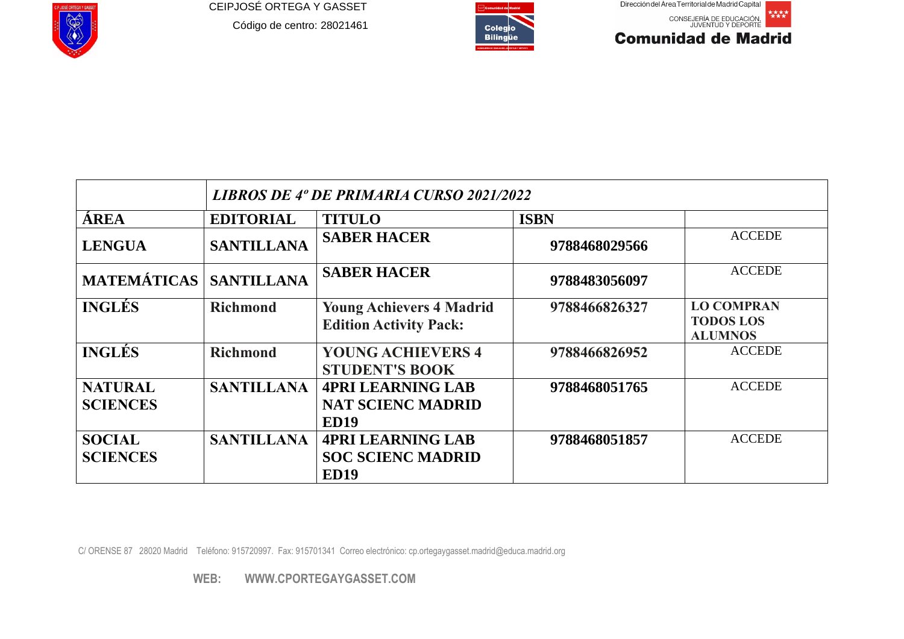CEIPJOSÉ ORTEGA Y GASSET

Código de centro: 28021461

Dirección del Área Territorial de Madrid Capital

CONSEJERÍA DE EDUCACIÓN, JUVENTUD Y DEPORTE

**Comunidad de Madrid**

| | ***LIBROS DE 4º DE PRIMARIA CURSO 2021/2022*** | | | |
|---|---|---|---|---|
| **ÁREA** | **EDITORIAL** | **TITULO** | **ISBN** | |
| **LENGUA** | **SANTILLANA** | **SABER HACER** | **9788468029566** | ACCEDE |
| **MATEMÁTICAS** | **SANTILLANA** | **SABER HACER** | **9788483056097** | ACCEDE |
| **INGLÉS** | **Richmond** | **Young Achievers 4 Madrid Edition Activity Pack:** | **9788466826327** | **LO COMPRAN TODOS LOS ALUMNOS** |
| **INGLÉS** | **Richmond** | **YOUNG ACHIEVERS 4 STUDENT'S BOOK** | **9788466826952** | ACCEDE |
| **NATURAL SCIENCES** | **SANTILLANA** | **4PRI LEARNING LAB NAT SCIENC MADRID ED19** | **9788468051765** | ACCEDE |
| **SOCIAL SCIENCES** | **SANTILLANA** | **4PRI LEARNING LAB SOC SCIENC MADRID ED19** | **9788468051857** | ACCEDE |

C/ ORENSE 87 28020 Madrid Teléfono: 915720997. Fax: 915701341 Correo electrónico: cp.ortegaygasset.madrid@educa.madrid.org

**WEB: WWW.CPORTEGAYGASSET.COM**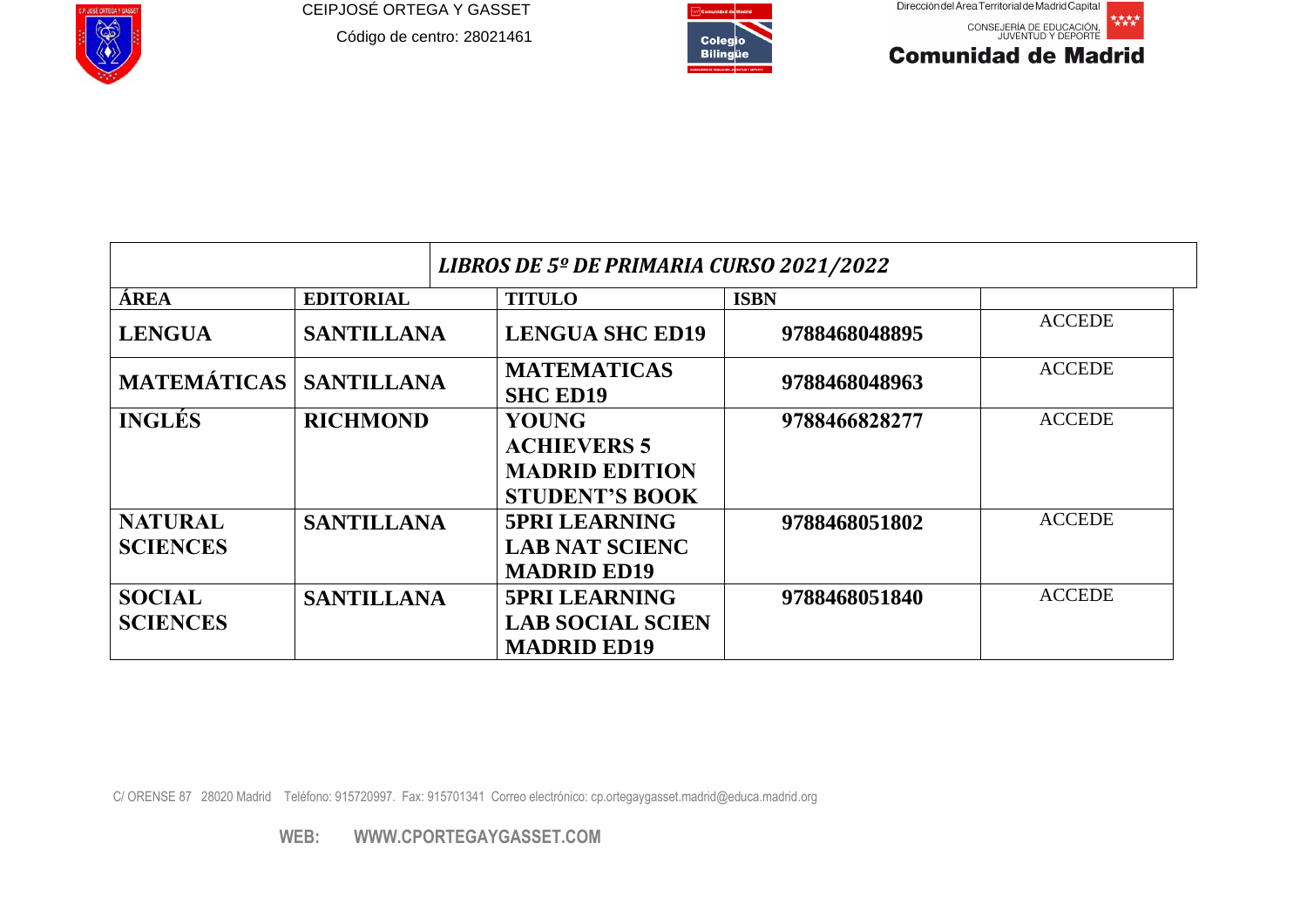CEIPJOSÉ ORTEGA Y GASSET

Código de centro: 28021461

Dirección del Area Territorial de Madrid Capital

CONSEJERÍA DE EDUCACIÓN, JUVENTUD Y DEPORTE

**Comunidad de Madrid**

| | | *LIBROS DE 5º DE PRIMARIA CURSO 2021/2022* | | |
|---|---|---|---|---|
| **ÁREA** | **EDITORIAL** | **TITULO** | **ISBN** | |
| **LENGUA** | **SANTILLANA** | **LENGUA SHC ED19** | **9788468048895** | ACCEDE |
| **MATEMÁTICAS** | **SANTILLANA** | **MATEMATICAS SHC ED19** | **9788468048963** | ACCEDE |
| **INGLÉS** | **RICHMOND** | **YOUNG ACHIEVERS 5 MADRID EDITION STUDENT'S BOOK** | **9788466828277** | ACCEDE |
| **NATURAL SCIENCES** | **SANTILLANA** | **5PRI LEARNING LAB NAT SCIENC MADRID ED19** | **9788468051802** | ACCEDE |
| **SOCIAL SCIENCES** | **SANTILLANA** | **5PRI LEARNING LAB SOCIAL SCIEN MADRID ED19** | **9788468051840** | ACCEDE |

C/ ORENSE 87 28020 Madrid Teléfono: 915720997. Fax: 915701341 Correo electrónico: cp.ortegaygasset.madrid@educa.madrid.org

**WEB: WWW.CPORTEGAYGASSET.COM**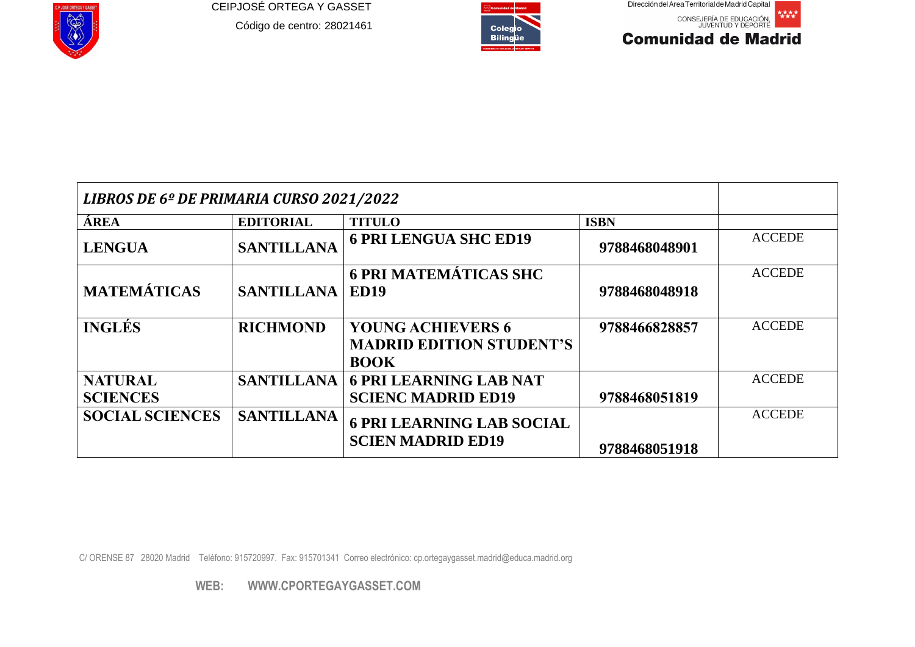CEIPJOSÉ ORTEGA Y GASSET

Código de centro: 28021461

Dirección del Area Territorial de Madrid Capital

CONSEJERÍA DE EDUCACIÓN, JUVENTUD Y DEPORTE

**Comunidad de Madrid**

| ***LIBROS DE 6º DE PRIMARIA CURSO 2021/2022*** | | | | |
|---|---|---|---|---|
| **ÁREA** | **EDITORIAL** | **TITULO** | **ISBN** | |
| **LENGUA** | **SANTILLANA** | **6 PRI LENGUA SHC ED19** | **9788468048901** | ACCEDE |
| **MATEMÁTICAS** | **SANTILLANA** | **6 PRI MATEMÁTICAS SHC ED19** | **9788468048918** | ACCEDE |
| **INGLÉS** | **RICHMOND** | **YOUNG ACHIEVERS 6 MADRID EDITION STUDENT'S BOOK** | **9788466828857** | ACCEDE |
| **NATURAL SCIENCES** | **SANTILLANA** | **6 PRI LEARNING LAB NAT SCIENC MADRID ED19** | **9788468051819** | ACCEDE |
| **SOCIAL SCIENCES** | **SANTILLANA** | **6 PRI LEARNING LAB SOCIAL SCIEN MADRID ED19** | **9788468051918** | ACCEDE |

C/ ORENSE 87 28020 Madrid Teléfono: 915720997. Fax: 915701341 Correo electrónico: cp.ortegaygasset.madrid@educa.madrid.org

**WEB: WWW.CPORTEGAYGASSET.COM**